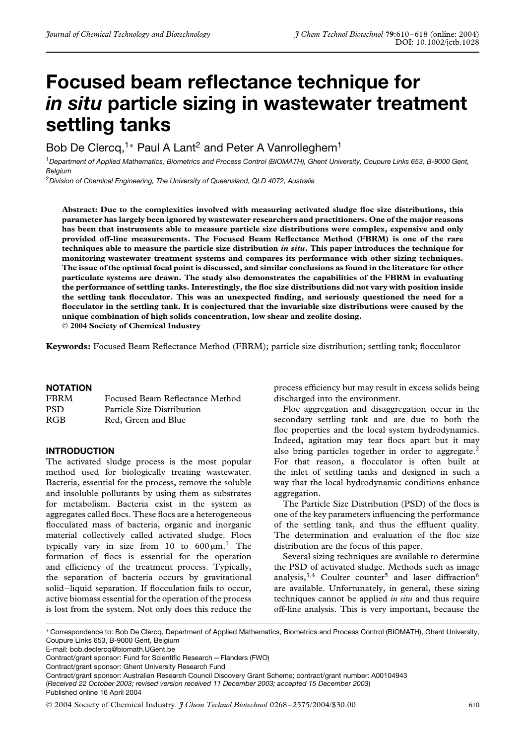# Focused beam reflectance technique for *in situ* particle sizing in wastewater treatment settling tanks

Bob De Clercq,[1*] Paul A Lant[2] and Peter A Vanrolleghem[1]

[1] *Department of Applied Mathematics, Biometrics and Process Control (BIOMATH), Ghent University, Coupure Links 653, B-9000 Gent, Belgium*

[2] *Division of Chemical Engineering, The University of Queensland, QLD 4072, Australia*

**Abstract: Due to the complexities involved with measuring activated sludge floc size distributions, this parameter has largely been ignored by wastewater researchers and practitioners. One of the major reasons has been that instruments able to measure particle size distributions were complex, expensive and only provided off-line measurements. The Focused Beam Reflectance Method (FBRM) is one of the rare techniques able to measure the particle size distribution *in situ*. This paper introduces the technique for monitoring wastewater treatment systems and compares its performance with other sizing techniques. The issue of the optimal focal point is discussed, and similar conclusions as found in the literature for other particulate systems are drawn. The study also demonstrates the capabilities of the FBRM in evaluating the performance of settling tanks. Interestingly, the floc size distributions did not vary with position inside the settling tank flocculator. This was an unexpected finding, and seriously questioned the need for a flocculator in the settling tank. It is conjectured that the invariable size distributions were caused by the unique combination of high solids concentration, low shear and zeolite dosing.**

© 2004 Society of Chemical Industry

**Keywords:** Focused Beam Reflectance Method (FBRM); particle size distribution; settling tank; flocculator

## NOTATION

| | |
|---|---|
| FBRM | Focused Beam Reflectance Method |
| PSD | Particle Size Distribution |
| RGB | Red, Green and Blue |

## INTRODUCTION

The activated sludge process is the most popular method used for biologically treating wastewater. Bacteria, essential for the process, remove the soluble and insoluble pollutants by using them as substrates for metabolism. Bacteria exist in the system as aggregates called flocs. These flocs are a heterogeneous flocculated mass of bacteria, organic and inorganic material collectively called activated sludge. Flocs typically vary in size from 10 to 600 µm.[1] The formation of flocs is essential for the operation and efficiency of the treatment process. Typically, the separation of bacteria occurs by gravitational solid–liquid separation. If flocculation fails to occur, active biomass essential for the operation of the process is lost from the system. Not only does this reduce the process efficiency but may result in excess solids being discharged into the environment.

Floc aggregation and disaggregation occur in the secondary settling tank and are due to both the floc properties and the local system hydrodynamics. Indeed, agitation may tear flocs apart but it may also bring particles together in order to aggregate.[2] For that reason, a flocculator is often built at the inlet of settling tanks and designed in such a way that the local hydrodynamic conditions enhance aggregation.

The Particle Size Distribution (PSD) of the flocs is one of the key parameters influencing the performance of the settling tank, and thus the effluent quality. The determination and evaluation of the floc size distribution are the focus of this paper.

Several sizing techniques are available to determine the PSD of activated sludge. Methods such as image analysis,[3,4] Coulter counter[5] and laser diffraction[6] are available. Unfortunately, in general, these sizing techniques cannot be applied *in situ* and thus require off-line analysis. This is very important, because the

---

\* Correspondence to: Bob De Clercq, Department of Applied Mathematics, Biometrics and Process Control (BIOMATH), Ghent University, Coupure Links 653, B-9000 Gent, Belgium

E-mail: bob.declercq@biomath.UGent.be

Contract/grant sponsor: Fund for Scientific Research — Flanders (FWO)

Contract/grant sponsor: Ghent University Research Fund

Contract/grant sponsor: Australian Research Council Discovery Grant Scheme; contract/grant number: A00104943

(*Received 22 October 2003; revised version received 11 December 2003; accepted 15 December 2003*)

Published online 16 April 2004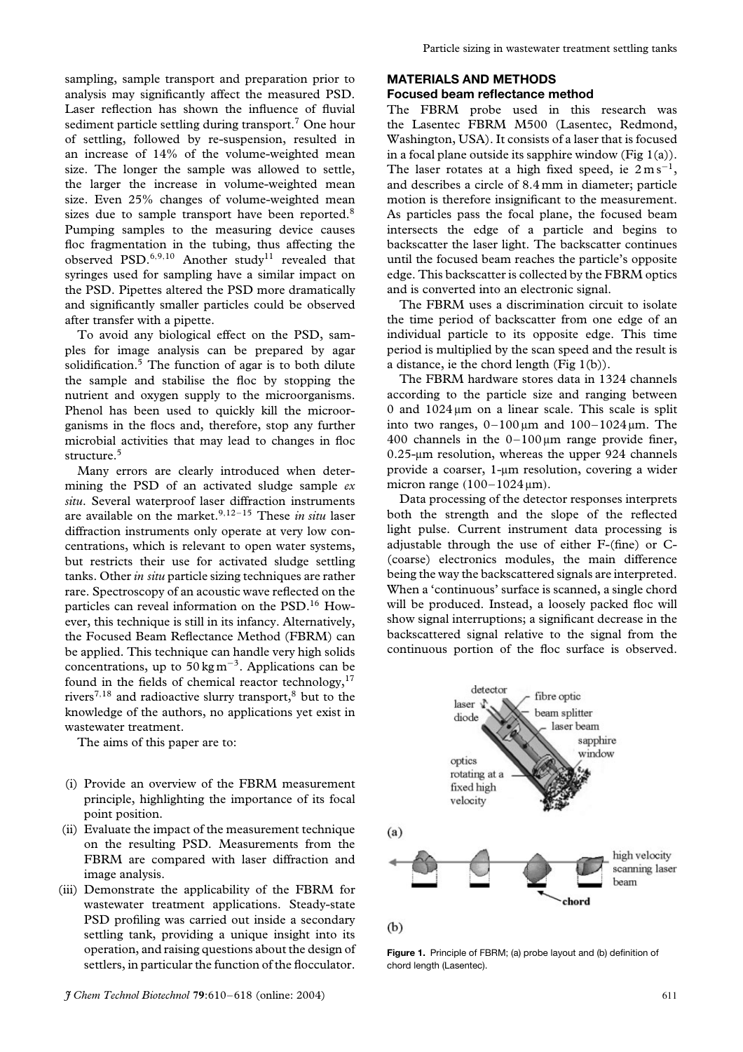sampling, sample transport and preparation prior to analysis may significantly affect the measured PSD. Laser reflection has shown the influence of fluvial sediment particle settling during transport.[7] One hour of settling, followed by re-suspension, resulted in an increase of 14% of the volume-weighted mean size. The longer the sample was allowed to settle, the larger the increase in volume-weighted mean size. Even 25% changes of volume-weighted mean sizes due to sample transport have been reported.[8] Pumping samples to the measuring device causes floc fragmentation in the tubing, thus affecting the observed PSD.[6,9,10] Another study[11] revealed that syringes used for sampling have a similar impact on the PSD. Pipettes altered the PSD more dramatically and significantly smaller particles could be observed after transfer with a pipette.

To avoid any biological effect on the PSD, samples for image analysis can be prepared by agar solidification.[5] The function of agar is to both dilute the sample and stabilise the floc by stopping the nutrient and oxygen supply to the microorganisms. Phenol has been used to quickly kill the microorganisms in the flocs and, therefore, stop any further microbial activities that may lead to changes in floc structure.[5]

Many errors are clearly introduced when determining the PSD of an activated sludge sample *ex situ*. Several waterproof laser diffraction instruments are available on the market.[9,12–15] These *in situ* laser diffraction instruments only operate at very low concentrations, which is relevant to open water systems, but restricts their use for activated sludge settling tanks. Other *in situ* particle sizing techniques are rather rare. Spectroscopy of an acoustic wave reflected on the particles can reveal information on the PSD.[16] However, this technique is still in its infancy. Alternatively, the Focused Beam Reflectance Method (FBRM) can be applied. This technique can handle very high solids concentrations, up to $50\,\text{kg}\,\text{m}^{-3}$. Applications can be found in the fields of chemical reactor technology,[17] rivers[7,18] and radioactive slurry transport,[8] but to the knowledge of the authors, no applications yet exist in wastewater treatment.

The aims of this paper are to:

(i) Provide an overview of the FBRM measurement principle, highlighting the importance of its focal point position.
(ii) Evaluate the impact of the measurement technique on the resulting PSD. Measurements from the FBRM are compared with laser diffraction and image analysis.
(iii) Demonstrate the applicability of the FBRM for wastewater treatment applications. Steady-state PSD profiling was carried out inside a secondary settling tank, providing a unique insight into its operation, and raising questions about the design of settlers, in particular the function of the flocculator.

## MATERIALS AND METHODS

### Focused beam reflectance method

The FBRM probe used in this research was the Lasentec FBRM M500 (Lasentec, Redmond, Washington, USA). It consists of a laser that is focused in a focal plane outside its sapphire window (Fig 1(a)). The laser rotates at a high fixed speed, ie $2\,\text{m}\,\text{s}^{-1}$, and describes a circle of 8.4 mm in diameter; particle motion is therefore insignificant to the measurement. As particles pass the focal plane, the focused beam intersects the edge of a particle and begins to backscatter the laser light. The backscatter continues until the focused beam reaches the particle's opposite edge. This backscatter is collected by the FBRM optics and is converted into an electronic signal.

The FBRM uses a discrimination circuit to isolate the time period of backscatter from one edge of an individual particle to its opposite edge. This time period is multiplied by the scan speed and the result is a distance, ie the chord length (Fig 1(b)).

The FBRM hardware stores data in 1324 channels according to the particle size and ranging between 0 and 1024 µm on a linear scale. This scale is split into two ranges, 0–100 µm and 100–1024 µm. The 400 channels in the 0–100 µm range provide finer, 0.25-µm resolution, whereas the upper 924 channels provide a coarser, 1-µm resolution, covering a wider micron range (100–1024 µm).

Data processing of the detector responses interprets both the strength and the slope of the reflected light pulse. Current instrument data processing is adjustable through the use of either F-(fine) or C-(coarse) electronics modules, the main difference being the way the backscattered signals are interpreted. When a 'continuous' surface is scanned, a single chord will be produced. Instead, a loosely packed floc will show signal interruptions; a significant decrease in the backscattered signal relative to the signal from the continuous portion of the floc surface is observed.

**Figure 1.** Principle of FBRM; (a) probe layout and (b) definition of chord length (Lasentec).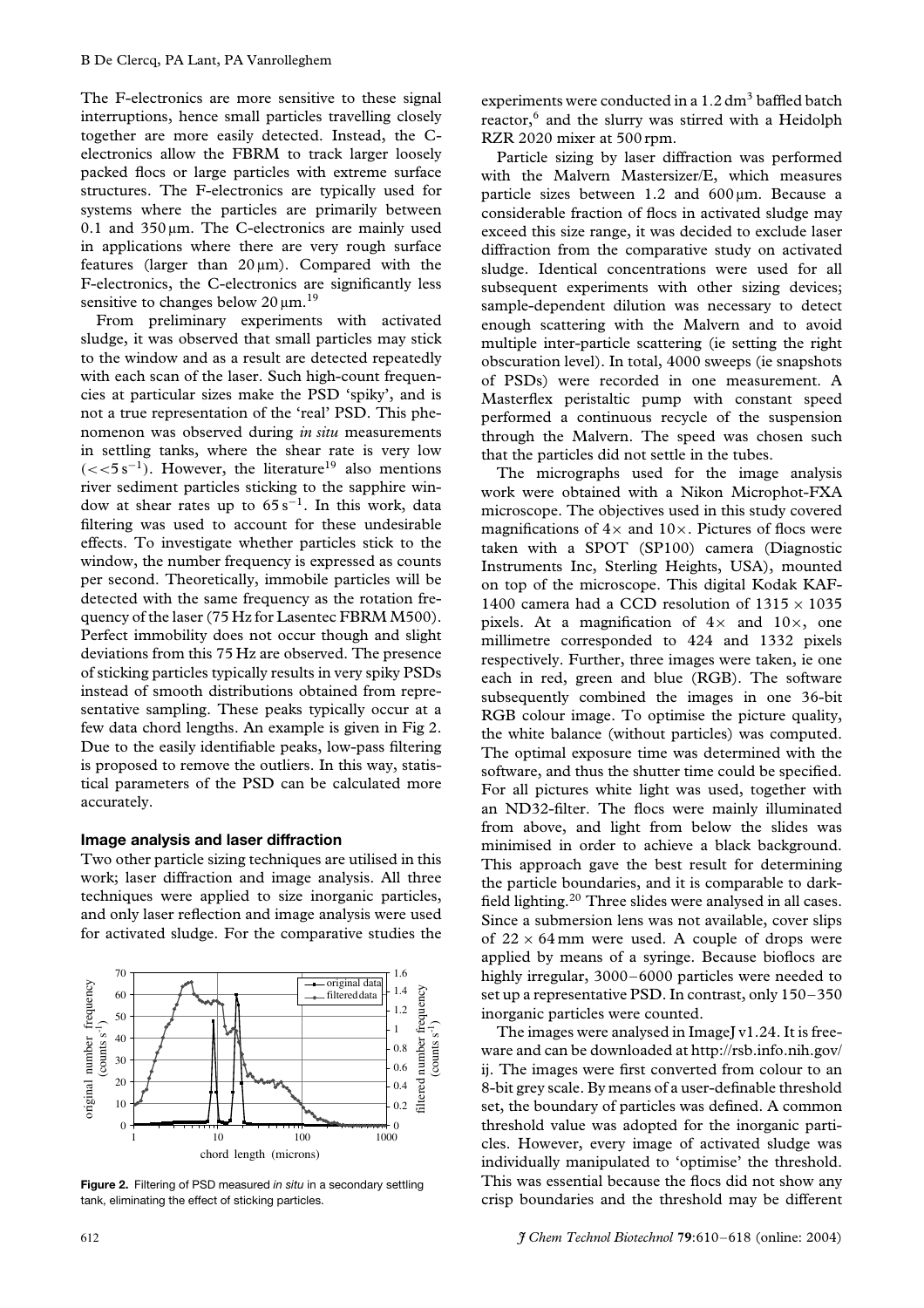The F-electronics are more sensitive to these signal interruptions, hence small particles travelling closely together are more easily detected. Instead, the C-electronics allow the FBRM to track larger loosely packed flocs or large particles with extreme surface structures. The F-electronics are typically used for systems where the particles are primarily between 0.1 and 350 µm. The C-electronics are mainly used in applications where there are very rough surface features (larger than 20 µm). Compared with the F-electronics, the C-electronics are significantly less sensitive to changes below 20 µm.[19]

From preliminary experiments with activated sludge, it was observed that small particles may stick to the window and as a result are detected repeatedly with each scan of the laser. Such high-count frequencies at particular sizes make the PSD 'spiky', and is not a true representation of the 'real' PSD. This phenomenon was observed during *in situ* measurements in settling tanks, where the shear rate is very low ($<<5\,s^{-1}$). However, the literature[19] also mentions river sediment particles sticking to the sapphire window at shear rates up to $65\,s^{-1}$. In this work, data filtering was used to account for these undesirable effects. To investigate whether particles stick to the window, the number frequency is expressed as counts per second. Theoretically, immobile particles will be detected with the same frequency as the rotation frequency of the laser (75 Hz for Lasentec FBRM M500). Perfect immobility does not occur though and slight deviations from this 75 Hz are observed. The presence of sticking particles typically results in very spiky PSDs instead of smooth distributions obtained from representative sampling. These peaks typically occur at a few data chord lengths. An example is given in Fig 2. Due to the easily identifiable peaks, low-pass filtering is proposed to remove the outliers. In this way, statistical parameters of the PSD can be calculated more accurately.

### Image analysis and laser diffraction

Two other particle sizing techniques are utilised in this work; laser diffraction and image analysis. All three techniques were applied to size inorganic particles, and only laser reflection and image analysis were used for activated sludge. For the comparative studies the experiments were conducted in a 1.2 dm$^3$ baffled batch reactor,[6] and the slurry was stirred with a Heidolph RZR 2020 mixer at 500 rpm.

**Figure 2.** Filtering of PSD measured *in situ* in a secondary settling tank, eliminating the effect of sticking particles.

Particle sizing by laser diffraction was performed with the Malvern Mastersizer/E, which measures particle sizes between 1.2 and 600 µm. Because a considerable fraction of flocs in activated sludge may exceed this size range, it was decided to exclude laser diffraction from the comparative study on activated sludge. Identical concentrations were used for all subsequent experiments with other sizing devices; sample-dependent dilution was necessary to detect enough scattering with the Malvern and to avoid multiple inter-particle scattering (ie setting the right obscuration level). In total, 4000 sweeps (ie snapshots of PSDs) were recorded in one measurement. A Masterflex peristaltic pump with constant speed performed a continuous recycle of the suspension through the Malvern. The speed was chosen such that the particles did not settle in the tubes.

The micrographs used for the image analysis work were obtained with a Nikon Microphot-FXA microscope. The objectives used in this study covered magnifications of 4× and 10×. Pictures of flocs were taken with a SPOT (SP100) camera (Diagnostic Instruments Inc, Sterling Heights, USA), mounted on top of the microscope. This digital Kodak KAF-1400 camera had a CCD resolution of 1315 × 1035 pixels. At a magnification of 4× and 10×, one millimetre corresponded to 424 and 1332 pixels respectively. Further, three images were taken, ie one each in red, green and blue (RGB). The software subsequently combined the images in one 36-bit RGB colour image. To optimise the picture quality, the white balance (without particles) was computed. The optimal exposure time was determined with the software, and thus the shutter time could be specified. For all pictures white light was used, together with an ND32-filter. The flocs were mainly illuminated from above, and light from below the slides was minimised in order to achieve a black background. This approach gave the best result for determining the particle boundaries, and it is comparable to dark-field lighting.[20] Three slides were analysed in all cases. Since a submersion lens was not available, cover slips of 22 × 64 mm were used. A couple of drops were applied by means of a syringe. Because bioflocs are highly irregular, 3000–6000 particles were needed to set up a representative PSD. In contrast, only 150–350 inorganic particles were counted.

The images were analysed in ImageJ v1.24. It is freeware and can be downloaded at http://rsb.info.nih.gov/ij. The images were first converted from colour to an 8-bit grey scale. By means of a user-definable threshold set, the boundary of particles was defined. A common threshold value was adopted for the inorganic particles. However, every image of activated sludge was individually manipulated to 'optimise' the threshold. This was essential because the flocs did not show any crisp boundaries and the threshold may be different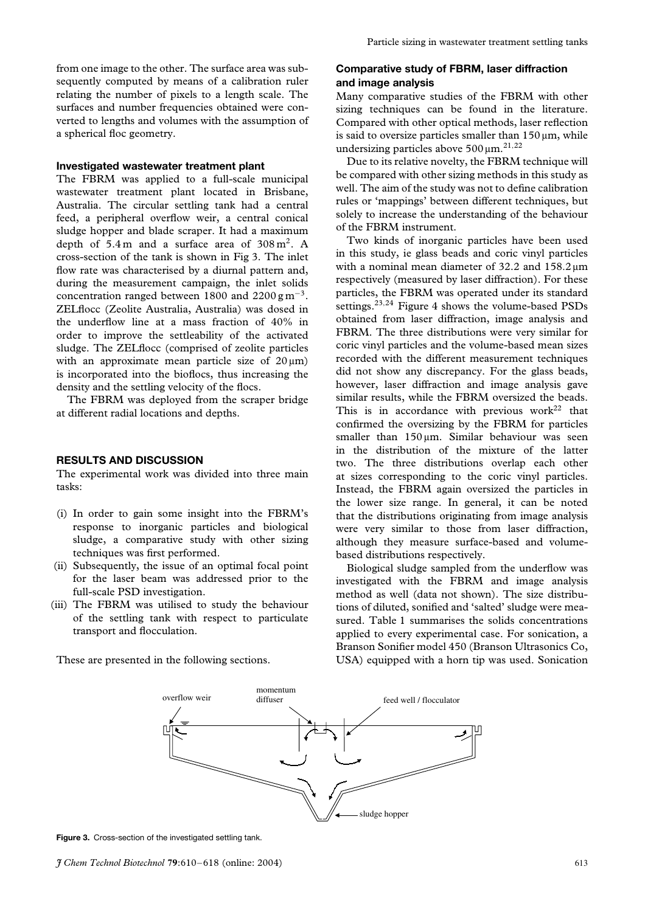from one image to the other. The surface area was subsequently computed by means of a calibration ruler relating the number of pixels to a length scale. The surfaces and number frequencies obtained were converted to lengths and volumes with the assumption of a spherical floc geometry.

### Investigated wastewater treatment plant

The FBRM was applied to a full-scale municipal wastewater treatment plant located in Brisbane, Australia. The circular settling tank had a central feed, a peripheral overflow weir, a central conical sludge hopper and blade scraper. It had a maximum depth of 5.4 m and a surface area of 308 $m^2$. A cross-section of the tank is shown in Fig 3. The inlet flow rate was characterised by a diurnal pattern and, during the measurement campaign, the inlet solids concentration ranged between 1800 and 2200 $g\,m^{-3}$. ZELflocc (Zeolite Australia, Australia) was dosed in the underflow line at a mass fraction of 40% in order to improve the settleability of the activated sludge. The ZELflocc (comprised of zeolite particles with an approximate mean particle size of 20 μm) is incorporated into the bioflocs, thus increasing the density and the settling velocity of the flocs.

The FBRM was deployed from the scraper bridge at different radial locations and depths.

## RESULTS AND DISCUSSION

The experimental work was divided into three main tasks:

(i) In order to gain some insight into the FBRM's response to inorganic particles and biological sludge, a comparative study with other sizing techniques was first performed.
(ii) Subsequently, the issue of an optimal focal point for the laser beam was addressed prior to the full-scale PSD investigation.
(iii) The FBRM was utilised to study the behaviour of the settling tank with respect to particulate transport and flocculation.

These are presented in the following sections.

### Comparative study of FBRM, laser diffraction and image analysis

Many comparative studies of the FBRM with other sizing techniques can be found in the literature. Compared with other optical methods, laser reflection is said to oversize particles smaller than 150 μm, while undersizing particles above 500 μm.[21,22]

Due to its relative novelty, the FBRM technique will be compared with other sizing methods in this study as well. The aim of the study was not to define calibration rules or 'mappings' between different techniques, but solely to increase the understanding of the behaviour of the FBRM instrument.

Two kinds of inorganic particles have been used in this study, ie glass beads and coric vinyl particles with a nominal mean diameter of 32.2 and 158.2 μm respectively (measured by laser diffraction). For these particles, the FBRM was operated under its standard settings.[23,24] Figure 4 shows the volume-based PSDs obtained from laser diffraction, image analysis and FBRM. The three distributions were very similar for coric vinyl particles and the volume-based mean sizes recorded with the different measurement techniques did not show any discrepancy. For the glass beads, however, laser diffraction and image analysis gave similar results, while the FBRM oversized the beads. This is in accordance with previous work[22] that confirmed the oversizing by the FBRM for particles smaller than 150 μm. Similar behaviour was seen in the distribution of the mixture of the latter two. The three distributions overlap each other at sizes corresponding to the coric vinyl particles. Instead, the FBRM again oversized the particles in the lower size range. In general, it can be noted that the distributions originating from image analysis were very similar to those from laser diffraction, although they measure surface-based and volume-based distributions respectively.

Biological sludge sampled from the underflow was investigated with the FBRM and image analysis method as well (data not shown). The size distributions of diluted, sonified and 'salted' sludge were measured. Table 1 summarises the solids concentrations applied to every experimental case. For sonication, a Branson Sonifier model 450 (Branson Ultrasonics Co, USA) equipped with a horn tip was used. Sonication

**Figure 3.** Cross-section of the investigated settling tank.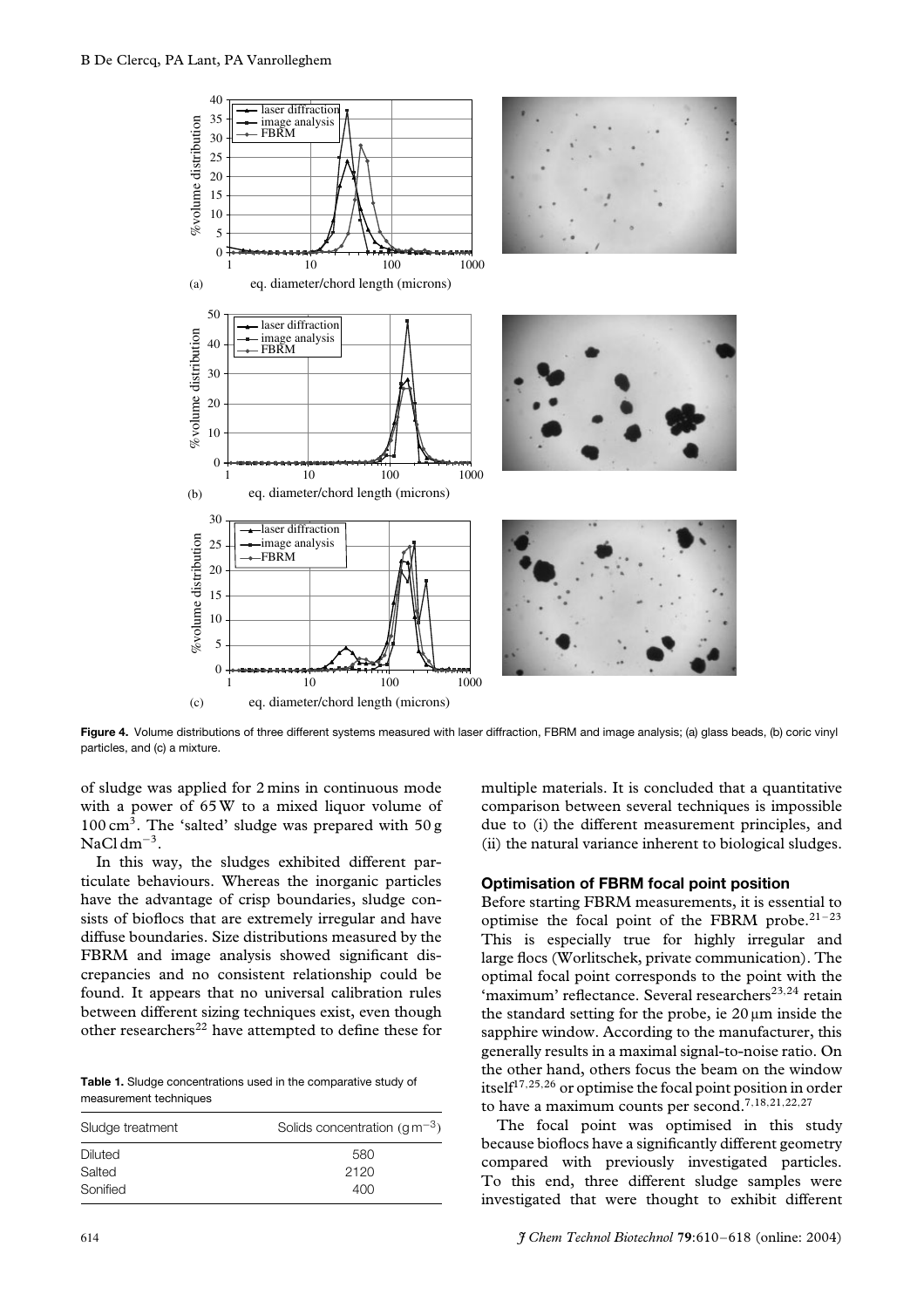**Figure 4.** Volume distributions of three different systems measured with laser diffraction, FBRM and image analysis; (a) glass beads, (b) coric vinyl particles, and (c) a mixture.

of sludge was applied for 2 mins in continuous mode with a power of 65 W to a mixed liquor volume of 100 $cm^3$. The 'salted' sludge was prepared with 50 g $NaCl\,dm^{-3}$.

In this way, the sludges exhibited different particulate behaviours. Whereas the inorganic particles have the advantage of crisp boundaries, sludge consists of bioflocs that are extremely irregular and have diffuse boundaries. Size distributions measured by the FBRM and image analysis showed significant discrepancies and no consistent relationship could be found. It appears that no universal calibration rules between different sizing techniques exist, even though other researchers[22] have attempted to define these for multiple materials. It is concluded that a quantitative comparison between several techniques is impossible due to (i) the different measurement principles, and (ii) the natural variance inherent to biological sludges.

**Table 1.** Sludge concentrations used in the comparative study of measurement techniques

| Sludge treatment | Solids concentration ($g\,m^{-3}$) |
| --- | --- |
| Diluted | 580 |
| Salted | 2120 |
| Sonified | 400 |

### Optimisation of FBRM focal point position

Before starting FBRM measurements, it is essential to optimise the focal point of the FBRM probe.[21–23] This is especially true for highly irregular and large flocs (Worlitschek, private communication). The optimal focal point corresponds to the point with the 'maximum' reflectance. Several researchers[23,24] retain the standard setting for the probe, ie 20 µm inside the sapphire window. According to the manufacturer, this generally results in a maximal signal-to-noise ratio. On the other hand, others focus the beam on the window itself[17,25,26] or optimise the focal point position in order to have a maximum counts per second.[7,18,21,22,27]

The focal point was optimised in this study because bioflocs have a significantly different geometry compared with previously investigated particles. To this end, three different sludge samples were investigated that were thought to exhibit different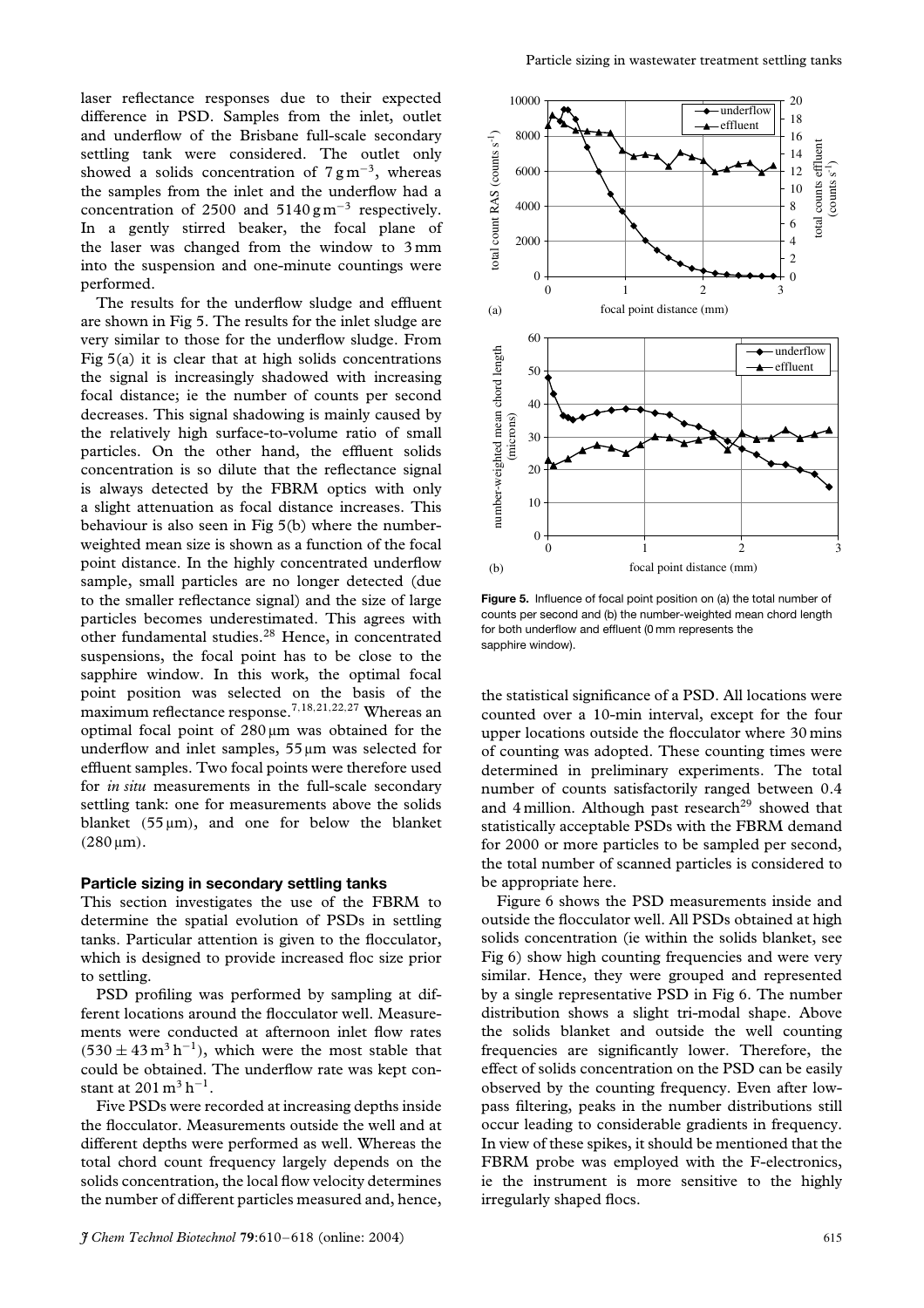laser reflectance responses due to their expected difference in PSD. Samples from the inlet, outlet and underflow of the Brisbane full-scale secondary settling tank were considered. The outlet only showed a solids concentration of $7\,\text{g}\,\text{m}^{-3}$, whereas the samples from the inlet and the underflow had a concentration of 2500 and $5140\,\text{g}\,\text{m}^{-3}$ respectively. In a gently stirred beaker, the focal plane of the laser was changed from the window to 3 mm into the suspension and one-minute countings were performed.

The results for the underflow sludge and effluent are shown in Fig 5. The results for the inlet sludge are very similar to those for the underflow sludge. From Fig 5(a) it is clear that at high solids concentrations the signal is increasingly shadowed with increasing focal distance; ie the number of counts per second decreases. This signal shadowing is mainly caused by the relatively high surface-to-volume ratio of small particles. On the other hand, the effluent solids concentration is so dilute that the reflectance signal is always detected by the FBRM optics with only a slight attenuation as focal distance increases. This behaviour is also seen in Fig 5(b) where the number-weighted mean size is shown as a function of the focal point distance. In the highly concentrated underflow sample, small particles are no longer detected (due to the smaller reflectance signal) and the size of large particles becomes underestimated. This agrees with other fundamental studies.[28] Hence, in concentrated suspensions, the focal point has to be close to the sapphire window. In this work, the optimal focal point position was selected on the basis of the maximum reflectance response.[7,18,21,22,27] Whereas an optimal focal point of 280 μm was obtained for the underflow and inlet samples, 55 μm was selected for effluent samples. Two focal points were therefore used for *in situ* measurements in the full-scale secondary settling tank: one for measurements above the solids blanket (55 μm), and one for below the blanket (280 μm).

### Particle sizing in secondary settling tanks

This section investigates the use of the FBRM to determine the spatial evolution of PSDs in settling tanks. Particular attention is given to the flocculator, which is designed to provide increased floc size prior to settling.

PSD profiling was performed by sampling at different locations around the flocculator well. Measurements were conducted at afternoon inlet flow rates ($530 \pm 43\,\text{m}^3\,\text{h}^{-1}$), which were the most stable that could be obtained. The underflow rate was kept constant at $201\,\text{m}^3\,\text{h}^{-1}$.

Five PSDs were recorded at increasing depths inside the flocculator. Measurements outside the well and at different depths were performed as well. Whereas the total chord count frequency largely depends on the solids concentration, the local flow velocity determines the number of different particles measured and, hence, the statistical significance of a PSD. All locations were counted over a 10-min interval, except for the four upper locations outside the flocculator where 30 mins of counting was adopted. These counting times were determined in preliminary experiments. The total number of counts satisfactorily ranged between 0.4 and 4 million. Although past research[29] showed that statistically acceptable PSDs with the FBRM demand for 2000 or more particles to be sampled per second, the total number of scanned particles is considered to be appropriate here.

**Figure 5.** Influence of focal point position on (a) the total number of counts per second and (b) the number-weighted mean chord length for both underflow and effluent (0 mm represents the sapphire window).

Figure 6 shows the PSD measurements inside and outside the flocculator well. All PSDs obtained at high solids concentration (ie within the solids blanket, see Fig 6) show high counting frequencies and were very similar. Hence, they were grouped and represented by a single representative PSD in Fig 6. The number distribution shows a slight tri-modal shape. Above the solids blanket and outside the well counting frequencies are significantly lower. Therefore, the effect of solids concentration on the PSD can be easily observed by the counting frequency. Even after low-pass filtering, peaks in the number distributions still occur leading to considerable gradients in frequency. In view of these spikes, it should be mentioned that the FBRM probe was employed with the F-electronics, ie the instrument is more sensitive to the highly irregularly shaped flocs.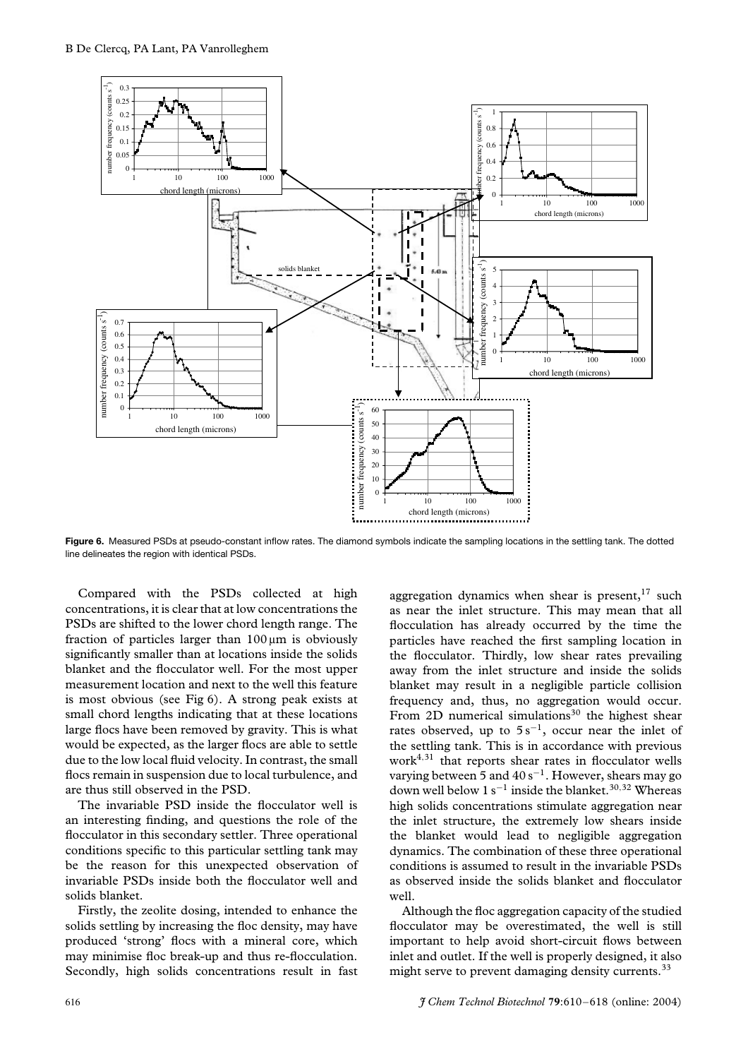**Figure 6.** Measured PSDs at pseudo-constant inflow rates. The diamond symbols indicate the sampling locations in the settling tank. The dotted line delineates the region with identical PSDs.

Compared with the PSDs collected at high concentrations, it is clear that at low concentrations the PSDs are shifted to the lower chord length range. The fraction of particles larger than 100 µm is obviously significantly smaller than at locations inside the solids blanket and the flocculator well. For the most upper measurement location and next to the well this feature is most obvious (see Fig 6). A strong peak exists at small chord lengths indicating that at these locations large flocs have been removed by gravity. This is what would be expected, as the larger flocs are able to settle due to the low local fluid velocity. In contrast, the small flocs remain in suspension due to local turbulence, and are thus still observed in the PSD.

The invariable PSD inside the flocculator well is an interesting finding, and questions the role of the flocculator in this secondary settler. Three operational conditions specific to this particular settling tank may be the reason for this unexpected observation of invariable PSDs inside both the flocculator well and solids blanket.

Firstly, the zeolite dosing, intended to enhance the solids settling by increasing the floc density, may have produced 'strong' flocs with a mineral core, which may minimise floc break-up and thus re-flocculation. Secondly, high solids concentrations result in fast aggregation dynamics when shear is present,[17] such as near the inlet structure. This may mean that all flocculation has already occurred by the time the particles have reached the first sampling location in the flocculator. Thirdly, low shear rates prevailing away from the inlet structure and inside the solids blanket may result in a negligible particle collision frequency and, thus, no aggregation would occur. From 2D numerical simulations[30] the highest shear rates observed, up to $5\,s^{-1}$, occur near the inlet of the settling tank. This is in accordance with previous work[4,31] that reports shear rates in flocculator wells varying between 5 and $40\,s^{-1}$. However, shears may go down well below $1\,s^{-1}$ inside the blanket.[30,32] Whereas high solids concentrations stimulate aggregation near the inlet structure, the extremely low shears inside the blanket would lead to negligible aggregation dynamics. The combination of these three operational conditions is assumed to result in the invariable PSDs as observed inside the solids blanket and flocculator well.

Although the floc aggregation capacity of the studied flocculator may be overestimated, the well is still important to help avoid short-circuit flows between inlet and outlet. If the well is properly designed, it also might serve to prevent damaging density currents.[33]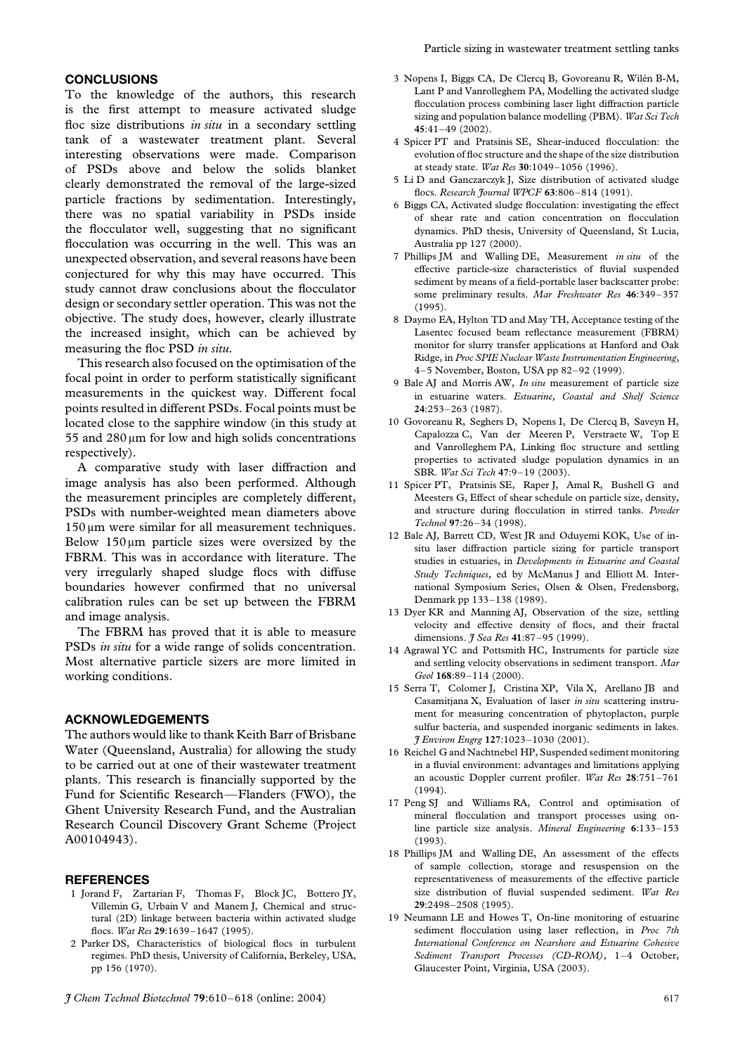## CONCLUSIONS

To the knowledge of the authors, this research is the first attempt to measure activated sludge floc size distributions *in situ* in a secondary settling tank of a wastewater treatment plant. Several interesting observations were made. Comparison of PSDs above and below the solids blanket clearly demonstrated the removal of the large-sized particle fractions by sedimentation. Interestingly, there was no spatial variability in PSDs inside the flocculator well, suggesting that no significant flocculation was occurring in the well. This was an unexpected observation, and several reasons have been conjectured for why this may have occurred. This study cannot draw conclusions about the flocculator design or secondary settler operation. This was not the objective. The study does, however, clearly illustrate the increased insight, which can be achieved by measuring the floc PSD *in situ*.

This research also focused on the optimisation of the focal point in order to perform statistically significant measurements in the quickest way. Different focal points resulted in different PSDs. Focal points must be located close to the sapphire window (in this study at 55 and 280 µm for low and high solids concentrations respectively).

A comparative study with laser diffraction and image analysis has also been performed. Although the measurement principles are completely different, PSDs with number-weighted mean diameters above 150 µm were similar for all measurement techniques. Below 150 µm particle sizes were oversized by the FBRM. This was in accordance with literature. The very irregularly shaped sludge flocs with diffuse boundaries however confirmed that no universal calibration rules can be set up between the FBRM and image analysis.

The FBRM has proved that it is able to measure PSDs *in situ* for a wide range of solids concentration. Most alternative particle sizers are more limited in working conditions.

## ACKNOWLEDGEMENTS

The authors would like to thank Keith Barr of Brisbane Water (Queensland, Australia) for allowing the study to be carried out at one of their wastewater treatment plants. This research is financially supported by the Fund for Scientific Research—Flanders (FWO), the Ghent University Research Fund, and the Australian Research Council Discovery Grant Scheme (Project A00104943).

## REFERENCES

1. Jorand F, Zartarian F, Thomas F, Block JC, Bottero JY, Villemin G, Urbain V and Manem J, Chemical and structural (2D) linkage between bacteria within activated sludge flocs. *Wat Res* **29**:1639–1647 (1995).
2. Parker DS, Characteristics of biological flocs in turbulent regimes. PhD thesis, University of California, Berkeley, USA, pp 156 (1970).
3. Nopens I, Biggs CA, De Clercq B, Govoreanu R, Wilén B-M, Lant P and Vanrolleghem PA, Modelling the activated sludge flocculation process combining laser light diffraction particle sizing and population balance modelling (PBM). *Wat Sci Tech* **45**:41–49 (2002).
4. Spicer PT and Pratsinis SE, Shear-induced flocculation: the evolution of floc structure and the shape of the size distribution at steady state. *Wat Res* **30**:1049–1056 (1996).
5. Li D and Ganczarczyk J, Size distribution of activated sludge flocs. *Research Journal WPCF* **63**:806–814 (1991).
6. Biggs CA, Activated sludge flocculation: investigating the effect of shear rate and cation concentration on flocculation dynamics. PhD thesis, University of Queensland, St Lucia, Australia pp 127 (2000).
7. Phillips JM and Walling DE, Measurement *in situ* of the effective particle-size characteristics of fluvial suspended sediment by means of a field-portable laser backscatter probe: some preliminary results. *Mar Freshwater Res* **46**:349–357 (1995).
8. Daymo EA, Hylton TD and May TH, Acceptance testing of the Lasentec focused beam reflectance measurement (FBRM) monitor for slurry transfer applications at Hanford and Oak Ridge, in *Proc SPIE Nuclear Waste Instrumentation Engineering*, 4–5 November, Boston, USA pp 82–92 (1999).
9. Bale AJ and Morris AW, *In situ* measurement of particle size in estuarine waters. *Estuarine, Coastal and Shelf Science* **24**:253–263 (1987).
10. Govoreanu R, Seghers D, Nopens I, De Clercq B, Saveyn H, Capalozza C, Van der Meeren P, Verstraete W, Top E and Vanrolleghem PA, Linking floc structure and settling properties to activated sludge population dynamics in an SBR. *Wat Sci Tech* **47**:9–19 (2003).
11. Spicer PT, Pratsinis SE, Raper J, Amal R, Bushell G and Meesters G, Effect of shear schedule on particle size, density, and structure during flocculation in stirred tanks. *Powder Technol* **97**:26–34 (1998).
12. Bale AJ, Barrett CD, West JR and Oduyemi KOK, Use of in-situ laser diffraction particle sizing for particle transport studies in estuaries, in *Developments in Estuarine and Coastal Study Techniques*, ed by McManus J and Elliott M. International Symposium Series, Olsen & Olsen, Fredensborg, Denmark pp 133–138 (1989).
13. Dyer KR and Manning AJ, Observation of the size, settling velocity and effective density of flocs, and their fractal dimensions. *J Sea Res* **41**:87–95 (1999).
14. Agrawal YC and Pottsmith HC, Instruments for particle size and settling velocity observations in sediment transport. *Mar Geol* **168**:89–114 (2000).
15. Serra T, Colomer J, Cristina XP, Vila X, Arellano JB and Casamitjana X, Evaluation of laser *in situ* scattering instrument for measuring concentration of phytoplacton, purple sulfur bacteria, and suspended inorganic sediments in lakes. *J Environ Engrg* **127**:1023–1030 (2001).
16. Reichel G and Nachtnebel HP, Suspended sediment monitoring in a fluvial environment: advantages and limitations applying an acoustic Doppler current profiler. *Wat Res* **28**:751–761 (1994).
17. Peng SJ and Williams RA, Control and optimisation of mineral flocculation and transport processes using on-line particle size analysis. *Mineral Engineering* **6**:133–153 (1993).
18. Phillips JM and Walling DE, An assessment of the effects of sample collection, storage and resuspension on the representativeness of measurements of the effective particle size distribution of fluvial suspended sediment. *Wat Res* **29**:2498–2508 (1995).
19. Neumann LE and Howes T, On-line monitoring of estuarine sediment flocculation using laser reflection, in *Proc 7th International Conference on Nearshore and Estuarine Cohesive Sediment Transport Processes (CD-ROM)*, 1–4 October, Glaucester Point, Virginia, USA (2003).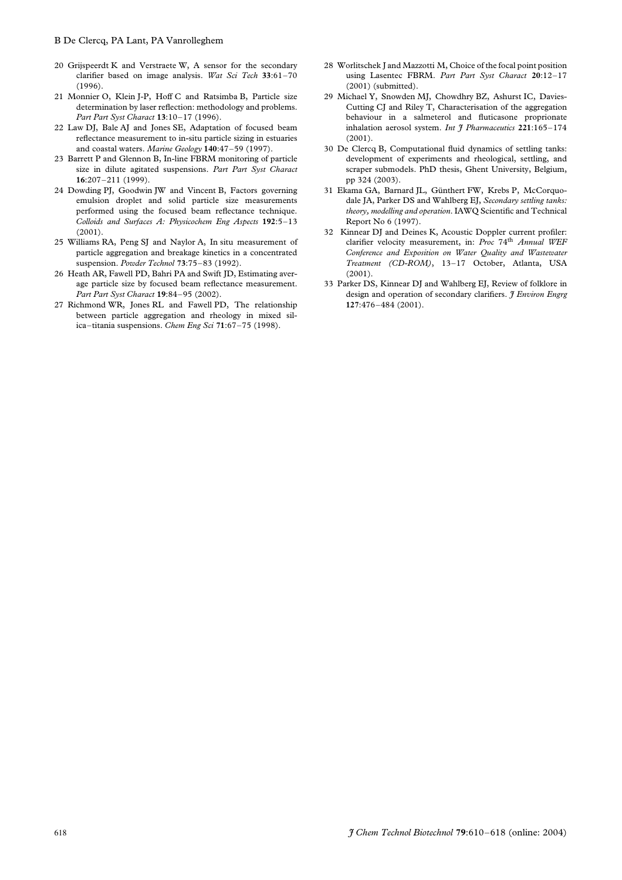20 Grijspeerdt K and Verstraete W, A sensor for the secondary clarifier based on image analysis. *Wat Sci Tech* **33**:61–70 (1996).

21 Monnier O, Klein J-P, Hoff C and Ratsimba B, Particle size determination by laser reflection: methodology and problems. *Part Part Syst Charact* **13**:10–17 (1996).

22 Law DJ, Bale AJ and Jones SE, Adaptation of focused beam reflectance measurement to in-situ particle sizing in estuaries and coastal waters. *Marine Geology* **140**:47–59 (1997).

23 Barrett P and Glennon B, In-line FBRM monitoring of particle size in dilute agitated suspensions. *Part Part Syst Charact* **16**:207–211 (1999).

24 Dowding PJ, Goodwin JW and Vincent B, Factors governing emulsion droplet and solid particle size measurements performed using the focused beam reflectance technique. *Colloids and Surfaces A: Physicochem Eng Aspects* **192**:5–13 (2001).

25 Williams RA, Peng SJ and Naylor A, In situ measurement of particle aggregation and breakage kinetics in a concentrated suspension. *Powder Technol* **73**:75–83 (1992).

26 Heath AR, Fawell PD, Bahri PA and Swift JD, Estimating average particle size by focused beam reflectance measurement. *Part Part Syst Charact* **19**:84–95 (2002).

27 Richmond WR, Jones RL and Fawell PD, The relationship between particle aggregation and rheology in mixed silica–titania suspensions. *Chem Eng Sci* **71**:67–75 (1998).

28 Worlitschek J and Mazzotti M, Choice of the focal point position using Lasentec FBRM. *Part Part Syst Charact* **20**:12–17 (2001) (submitted).

29 Michael Y, Snowden MJ, Chowdhry BZ, Ashurst IC, Davies-Cutting CJ and Riley T, Characterisation of the aggregation behaviour in a salmeterol and fluticasone proprionate inhalation aerosol system. *Int J Pharmaceutics* **221**:165–174 (2001).

30 De Clercq B, Computational fluid dynamics of settling tanks: development of experiments and rheological, settling, and scraper submodels. PhD thesis, Ghent University, Belgium, pp 324 (2003).

31 Ekama GA, Barnard JL, Günthert FW, Krebs P, McCorquodale JA, Parker DS and Wahlberg EJ, *Secondary settling tanks: theory, modelling and operation*. IAWQ Scientific and Technical Report No 6 (1997).

32 Kinnear DJ and Deines K, Acoustic Doppler current profiler: clarifier velocity measurement, in: *Proc* 74th *Annual WEF Conference and Exposition on Water Quality and Wastewater Treatment (CD-ROM)*, 13–17 October, Atlanta, USA (2001).

33 Parker DS, Kinnear DJ and Wahlberg EJ, Review of folklore in design and operation of secondary clarifiers. *J Environ Engrg* **127**:476–484 (2001).